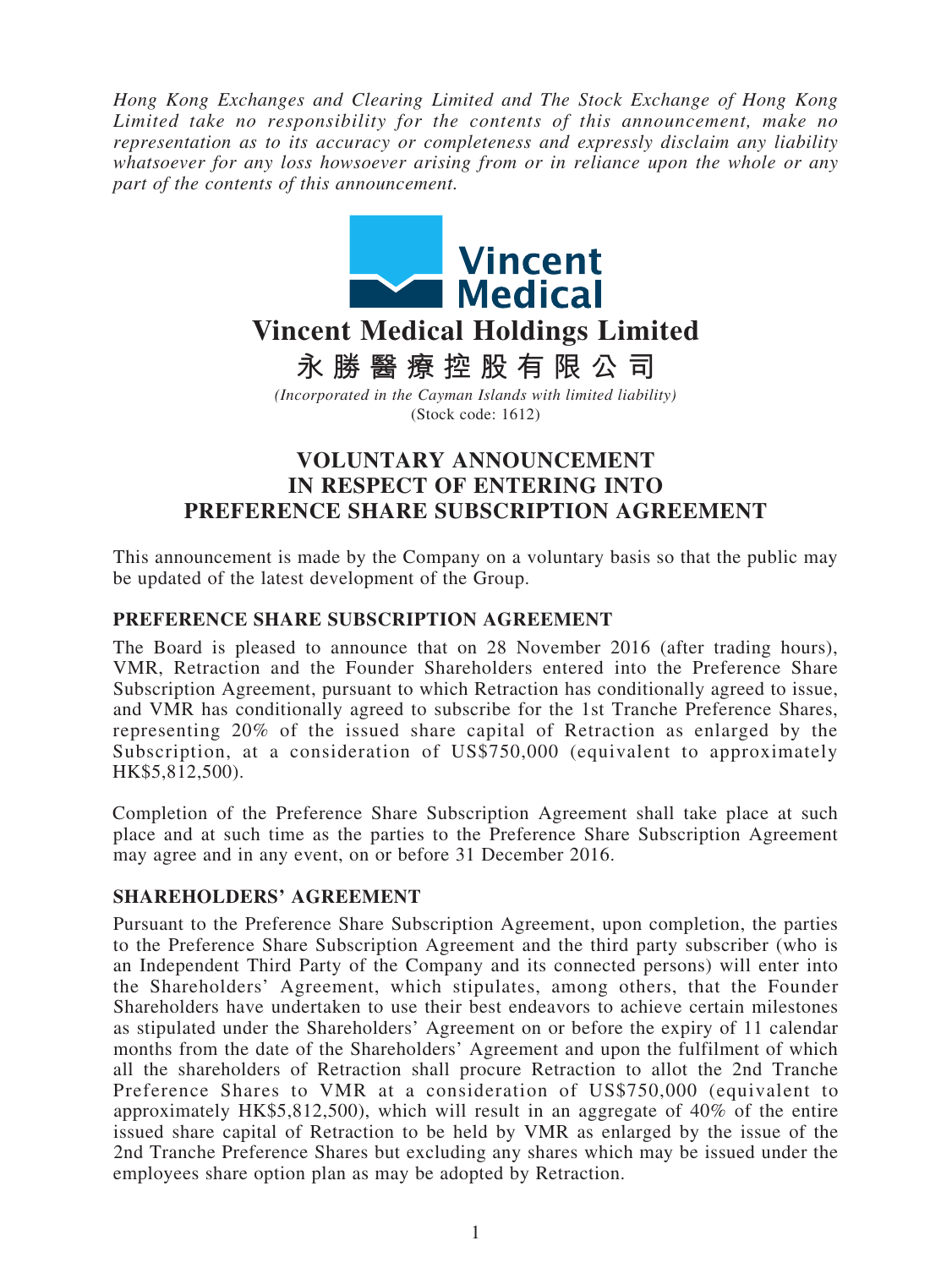*Hong Kong Exchanges and Clearing Limited and The Stock Exchange of Hong Kong Limited take no responsibility for the contents of this announcement, make no representation as to its accuracy or completeness and expressly disclaim any liability whatsoever for any loss howsoever arising from or in reliance upon the whole or any part of the contents of this announcement.*

# Vincent Medical Holdings Limited

# 永勝醫療控股有限公司

*(Incorporated in the Cayman Islands with limited liability)*
(Stock code: 1612)

## VOLUNTARY ANNOUNCEMENT IN RESPECT OF ENTERING INTO PREFERENCE SHARE SUBSCRIPTION AGREEMENT

This announcement is made by the Company on a voluntary basis so that the public may be updated of the latest development of the Group.

### PREFERENCE SHARE SUBSCRIPTION AGREEMENT

The Board is pleased to announce that on 28 November 2016 (after trading hours), VMR, Retraction and the Founder Shareholders entered into the Preference Share Subscription Agreement, pursuant to which Retraction has conditionally agreed to issue, and VMR has conditionally agreed to subscribe for the 1st Tranche Preference Shares, representing 20% of the issued share capital of Retraction as enlarged by the Subscription, at a consideration of US$750,000 (equivalent to approximately HK$5,812,500).

Completion of the Preference Share Subscription Agreement shall take place at such place and at such time as the parties to the Preference Share Subscription Agreement may agree and in any event, on or before 31 December 2016.

### SHAREHOLDERS' AGREEMENT

Pursuant to the Preference Share Subscription Agreement, upon completion, the parties to the Preference Share Subscription Agreement and the third party subscriber (who is an Independent Third Party of the Company and its connected persons) will enter into the Shareholders' Agreement, which stipulates, among others, that the Founder Shareholders have undertaken to use their best endeavors to achieve certain milestones as stipulated under the Shareholders' Agreement on or before the expiry of 11 calendar months from the date of the Shareholders' Agreement and upon the fulfilment of which all the shareholders of Retraction shall procure Retraction to allot the 2nd Tranche Preference Shares to VMR at a consideration of US$750,000 (equivalent to approximately HK$5,812,500), which will result in an aggregate of 40% of the entire issued share capital of Retraction to be held by VMR as enlarged by the issue of the 2nd Tranche Preference Shares but excluding any shares which may be issued under the employees share option plan as may be adopted by Retraction.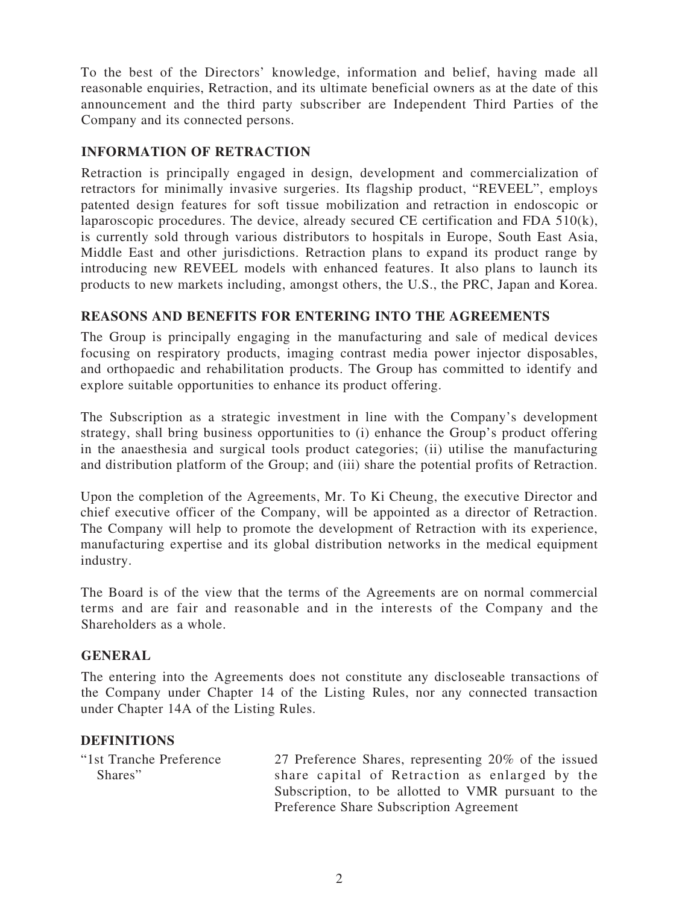To the best of the Directors' knowledge, information and belief, having made all reasonable enquiries, Retraction, and its ultimate beneficial owners as at the date of this announcement and the third party subscriber are Independent Third Parties of the Company and its connected persons.

## INFORMATION OF RETRACTION

Retraction is principally engaged in design, development and commercialization of retractors for minimally invasive surgeries. Its flagship product, "REVEEL", employs patented design features for soft tissue mobilization and retraction in endoscopic or laparoscopic procedures. The device, already secured CE certification and FDA 510(k), is currently sold through various distributors to hospitals in Europe, South East Asia, Middle East and other jurisdictions. Retraction plans to expand its product range by introducing new REVEEL models with enhanced features. It also plans to launch its products to new markets including, amongst others, the U.S., the PRC, Japan and Korea.

## REASONS AND BENEFITS FOR ENTERING INTO THE AGREEMENTS

The Group is principally engaging in the manufacturing and sale of medical devices focusing on respiratory products, imaging contrast media power injector disposables, and orthopaedic and rehabilitation products. The Group has committed to identify and explore suitable opportunities to enhance its product offering.

The Subscription as a strategic investment in line with the Company's development strategy, shall bring business opportunities to (i) enhance the Group's product offering in the anaesthesia and surgical tools product categories; (ii) utilise the manufacturing and distribution platform of the Group; and (iii) share the potential profits of Retraction.

Upon the completion of the Agreements, Mr. To Ki Cheung, the executive Director and chief executive officer of the Company, will be appointed as a director of Retraction. The Company will help to promote the development of Retraction with its experience, manufacturing expertise and its global distribution networks in the medical equipment industry.

The Board is of the view that the terms of the Agreements are on normal commercial terms and are fair and reasonable and in the interests of the Company and the Shareholders as a whole.

## GENERAL

The entering into the Agreements does not constitute any discloseable transactions of the Company under Chapter 14 of the Listing Rules, nor any connected transaction under Chapter 14A of the Listing Rules.

## DEFINITIONS

| | |
|---|---|
| "1st Tranche Preference Shares" | 27 Preference Shares, representing 20% of the issued share capital of Retraction as enlarged by the Subscription, to be allotted to VMR pursuant to the Preference Share Subscription Agreement |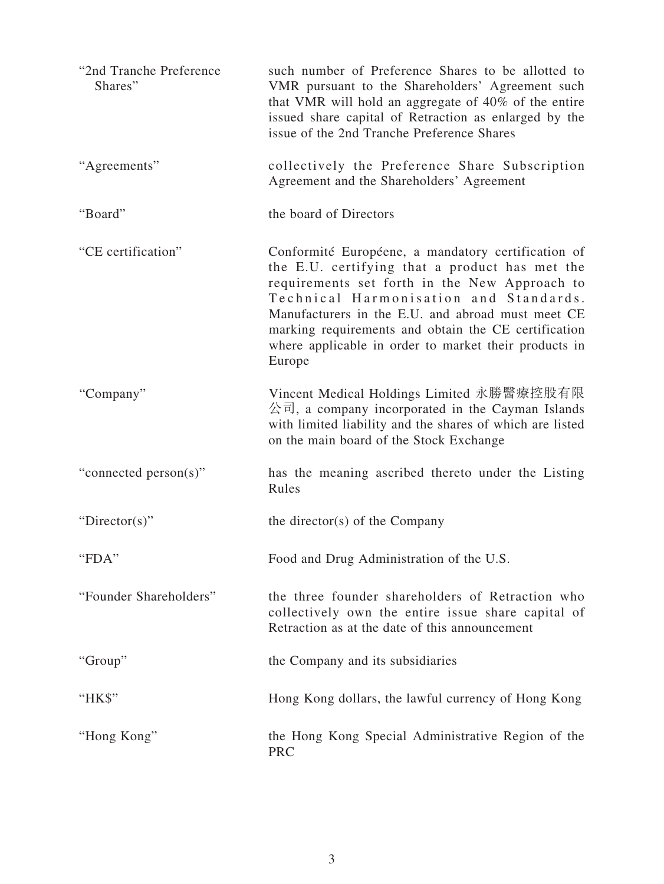| | |
|---|---|
| "2nd Tranche Preference Shares" | such number of Preference Shares to be allotted to VMR pursuant to the Shareholders' Agreement such that VMR will hold an aggregate of 40% of the entire issued share capital of Retraction as enlarged by the issue of the 2nd Tranche Preference Shares |
| "Agreements" | collectively the Preference Share Subscription Agreement and the Shareholders' Agreement |
| "Board" | the board of Directors |
| "CE certification" | Conformité Européene, a mandatory certification of the E.U. certifying that a product has met the requirements set forth in the New Approach to Technical Harmonisation and Standards. Manufacturers in the E.U. and abroad must meet CE marking requirements and obtain the CE certification where applicable in order to market their products in Europe |
| "Company" | Vincent Medical Holdings Limited 永勝醫療控股有限公司, a company incorporated in the Cayman Islands with limited liability and the shares of which are listed on the main board of the Stock Exchange |
| "connected person(s)" | has the meaning ascribed thereto under the Listing Rules |
| "Director(s)" | the director(s) of the Company |
| "FDA" | Food and Drug Administration of the U.S. |
| "Founder Shareholders" | the three founder shareholders of Retraction who collectively own the entire issue share capital of Retraction as at the date of this announcement |
| "Group" | the Company and its subsidiaries |
| "HK$" | Hong Kong dollars, the lawful currency of Hong Kong |
| "Hong Kong" | the Hong Kong Special Administrative Region of the PRC |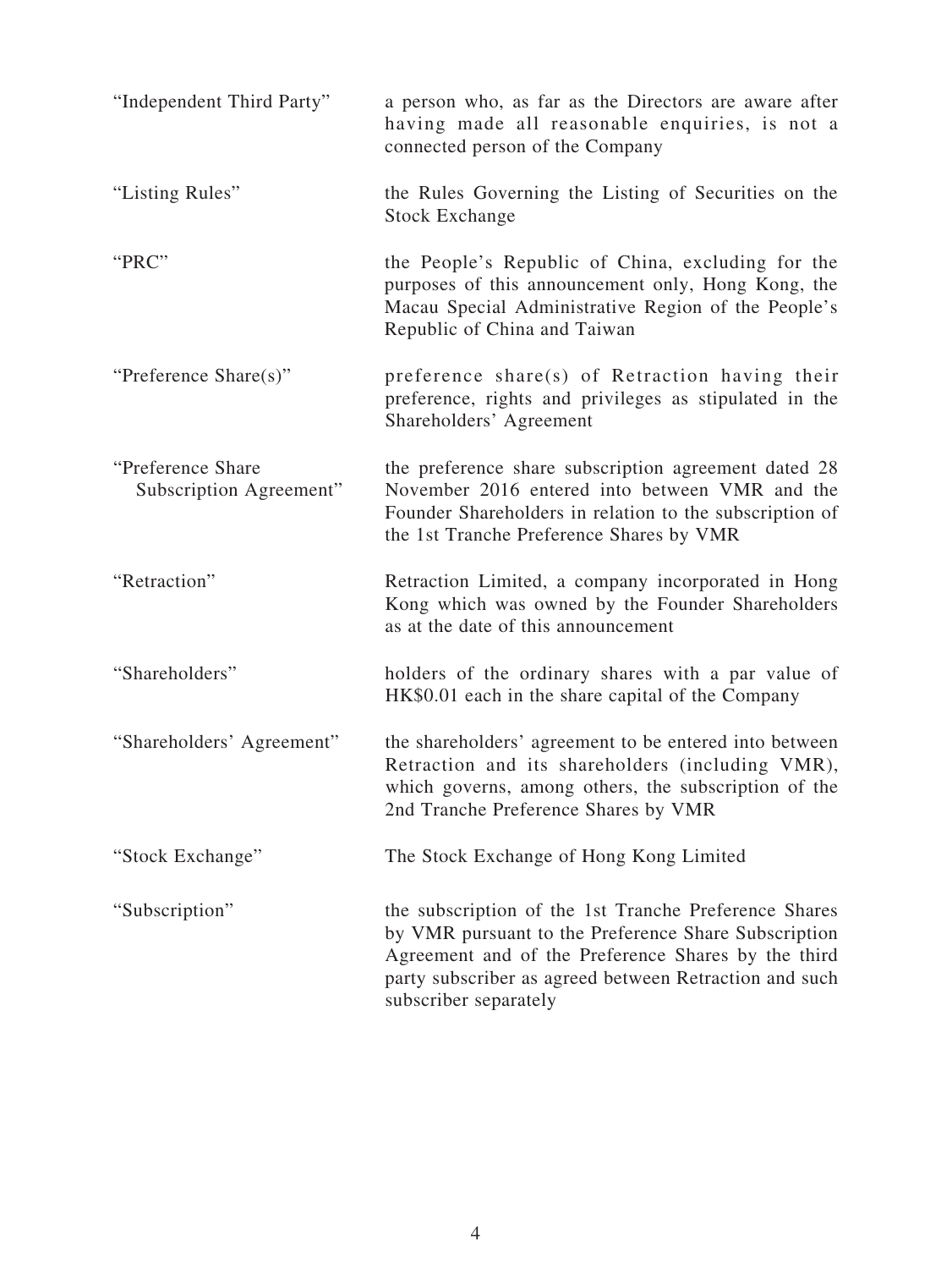| | |
|---|---|
| "Independent Third Party" | a person who, as far as the Directors are aware after having made all reasonable enquiries, is not a connected person of the Company |
| "Listing Rules" | the Rules Governing the Listing of Securities on the Stock Exchange |
| "PRC" | the People's Republic of China, excluding for the purposes of this announcement only, Hong Kong, the Macau Special Administrative Region of the People's Republic of China and Taiwan |
| "Preference Share(s)" | preference share(s) of Retraction having their preference, rights and privileges as stipulated in the Shareholders' Agreement |
| "Preference Share Subscription Agreement" | the preference share subscription agreement dated 28 November 2016 entered into between VMR and the Founder Shareholders in relation to the subscription of the 1st Tranche Preference Shares by VMR |
| "Retraction" | Retraction Limited, a company incorporated in Hong Kong which was owned by the Founder Shareholders as at the date of this announcement |
| "Shareholders" | holders of the ordinary shares with a par value of HK$0.01 each in the share capital of the Company |
| "Shareholders' Agreement" | the shareholders' agreement to be entered into between Retraction and its shareholders (including VMR), which governs, among others, the subscription of the 2nd Tranche Preference Shares by VMR |
| "Stock Exchange" | The Stock Exchange of Hong Kong Limited |
| "Subscription" | the subscription of the 1st Tranche Preference Shares by VMR pursuant to the Preference Share Subscription Agreement and of the Preference Shares by the third party subscriber as agreed between Retraction and such subscriber separately |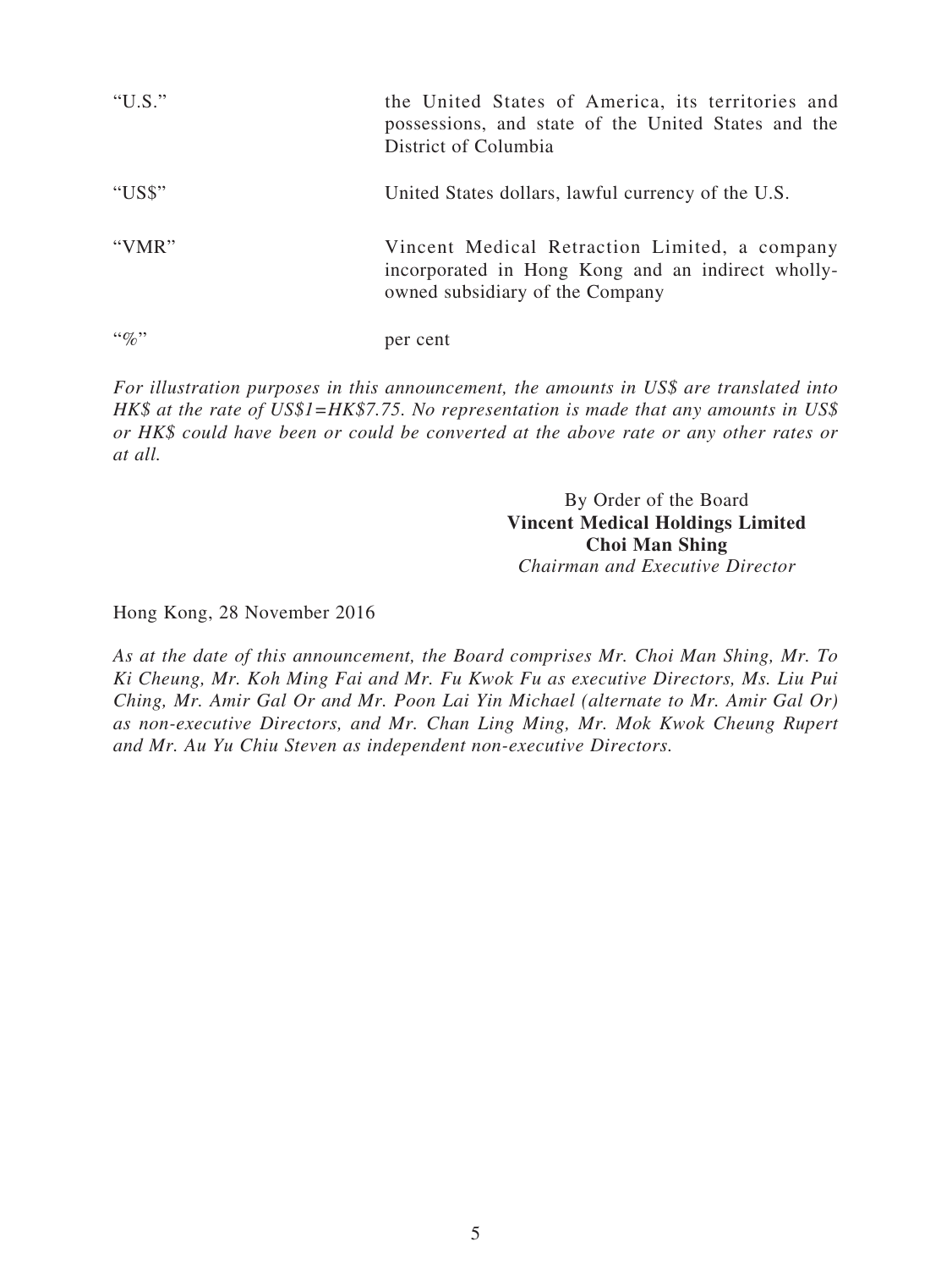| | |
|---|---|
| "U.S." | the United States of America, its territories and possessions, and state of the United States and the District of Columbia |
| "US$" | United States dollars, lawful currency of the U.S. |
| "VMR" | Vincent Medical Retraction Limited, a company incorporated in Hong Kong and an indirect wholly-owned subsidiary of the Company |
| "%" | per cent |

*For illustration purposes in this announcement, the amounts in US$ are translated into HK$ at the rate of US$1=HK$7.75. No representation is made that any amounts in US$ or HK$ could have been or could be converted at the above rate or any other rates or at all.*

By Order of the Board
**Vincent Medical Holdings Limited**
**Choi Man Shing**
*Chairman and Executive Director*

Hong Kong, 28 November 2016

*As at the date of this announcement, the Board comprises Mr. Choi Man Shing, Mr. To Ki Cheung, Mr. Koh Ming Fai and Mr. Fu Kwok Fu as executive Directors, Ms. Liu Pui Ching, Mr. Amir Gal Or and Mr. Poon Lai Yin Michael (alternate to Mr. Amir Gal Or) as non-executive Directors, and Mr. Chan Ling Ming, Mr. Mok Kwok Cheung Rupert and Mr. Au Yu Chiu Steven as independent non-executive Directors.*